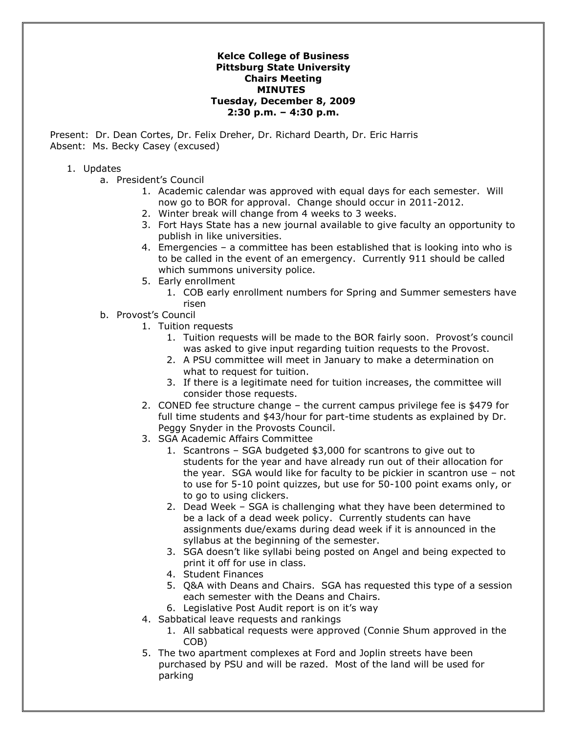**Kelce College of Business**
**Pittsburg State University**
**Chairs Meeting**
**MINUTES**
**Tuesday, December 8, 2009**
**2:30 p.m. – 4:30 p.m.**

Present: Dr. Dean Cortes, Dr. Felix Dreher, Dr. Richard Dearth, Dr. Eric Harris
Absent: Ms. Becky Casey (excused)

1. Updates
   a. President's Council
      1. Academic calendar was approved with equal days for each semester. Will now go to BOR for approval. Change should occur in 2011-2012.
      2. Winter break will change from 4 weeks to 3 weeks.
      3. Fort Hays State has a new journal available to give faculty an opportunity to publish in like universities.
      4. Emergencies – a committee has been established that is looking into who is to be called in the event of an emergency. Currently 911 should be called which summons university police.
      5. Early enrollment
         1. COB early enrollment numbers for Spring and Summer semesters have risen
   b. Provost's Council
      1. Tuition requests
         1. Tuition requests will be made to the BOR fairly soon. Provost's council was asked to give input regarding tuition requests to the Provost.
         2. A PSU committee will meet in January to make a determination on what to request for tuition.
         3. If there is a legitimate need for tuition increases, the committee will consider those requests.
      2. CONED fee structure change – the current campus privilege fee is $479 for full time students and $43/hour for part-time students as explained by Dr. Peggy Snyder in the Provosts Council.
      3. SGA Academic Affairs Committee
         1. Scantrons – SGA budgeted $3,000 for scantrons to give out to students for the year and have already run out of their allocation for the year. SGA would like for faculty to be pickier in scantron use – not to use for 5-10 point quizzes, but use for 50-100 point exams only, or to go to using clickers.
         2. Dead Week – SGA is challenging what they have been determined to be a lack of a dead week policy. Currently students can have assignments due/exams during dead week if it is announced in the syllabus at the beginning of the semester.
         3. SGA doesn't like syllabi being posted on Angel and being expected to print it off for use in class.
         4. Student Finances
         5. Q&A with Deans and Chairs. SGA has requested this type of a session each semester with the Deans and Chairs.
         6. Legislative Post Audit report is on it's way
      4. Sabbatical leave requests and rankings
         1. All sabbatical requests were approved (Connie Shum approved in the COB)
      5. The two apartment complexes at Ford and Joplin streets have been purchased by PSU and will be razed. Most of the land will be used for parking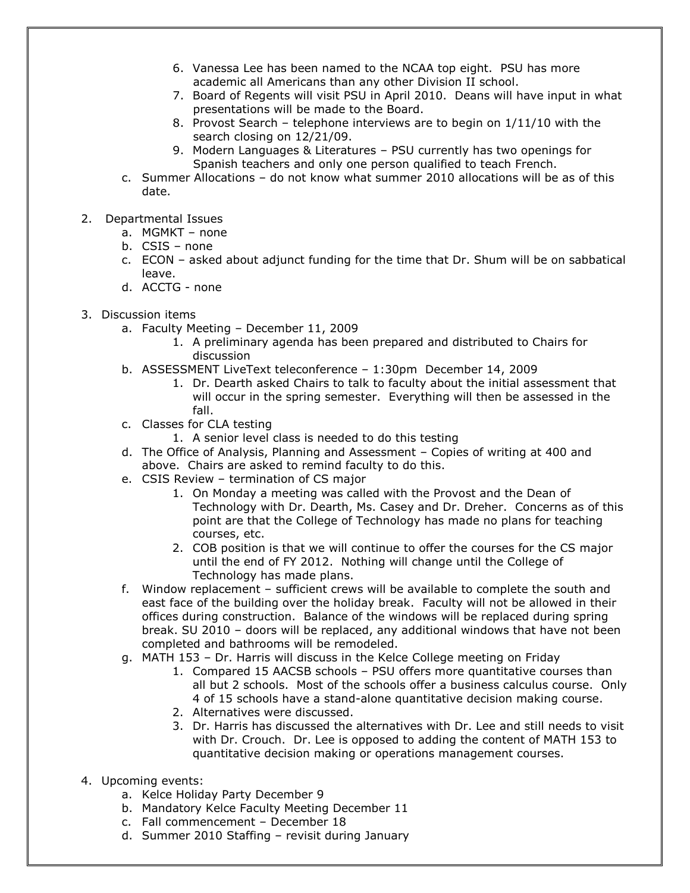6. Vanessa Lee has been named to the NCAA top eight. PSU has more academic all Americans than any other Division II school.
7. Board of Regents will visit PSU in April 2010. Deans will have input in what presentations will be made to the Board.
8. Provost Search – telephone interviews are to begin on 1/11/10 with the search closing on 12/21/09.
9. Modern Languages & Literatures – PSU currently has two openings for Spanish teachers and only one person qualified to teach French.

c. Summer Allocations – do not know what summer 2010 allocations will be as of this date.

2. Departmental Issues
   a. MGMKT – none
   b. CSIS – none
   c. ECON – asked about adjunct funding for the time that Dr. Shum will be on sabbatical leave.
   d. ACCTG - none

3. Discussion items
   a. Faculty Meeting – December 11, 2009
      1. A preliminary agenda has been prepared and distributed to Chairs for discussion
   b. ASSESSMENT LiveText teleconference – 1:30pm December 14, 2009
      1. Dr. Dearth asked Chairs to talk to faculty about the initial assessment that will occur in the spring semester. Everything will then be assessed in the fall.
   c. Classes for CLA testing
      1. A senior level class is needed to do this testing
   d. The Office of Analysis, Planning and Assessment – Copies of writing at 400 and above. Chairs are asked to remind faculty to do this.
   e. CSIS Review – termination of CS major
      1. On Monday a meeting was called with the Provost and the Dean of Technology with Dr. Dearth, Ms. Casey and Dr. Dreher. Concerns as of this point are that the College of Technology has made no plans for teaching courses, etc.
      2. COB position is that we will continue to offer the courses for the CS major until the end of FY 2012. Nothing will change until the College of Technology has made plans.
   f. Window replacement – sufficient crews will be available to complete the south and east face of the building over the holiday break. Faculty will not be allowed in their offices during construction. Balance of the windows will be replaced during spring break. SU 2010 – doors will be replaced, any additional windows that have not been completed and bathrooms will be remodeled.
   g. MATH 153 – Dr. Harris will discuss in the Kelce College meeting on Friday
      1. Compared 15 AACSB schools – PSU offers more quantitative courses than all but 2 schools. Most of the schools offer a business calculus course. Only 4 of 15 schools have a stand-alone quantitative decision making course.
      2. Alternatives were discussed.
      3. Dr. Harris has discussed the alternatives with Dr. Lee and still needs to visit with Dr. Crouch. Dr. Lee is opposed to adding the content of MATH 153 to quantitative decision making or operations management courses.

4. Upcoming events:
   a. Kelce Holiday Party December 9
   b. Mandatory Kelce Faculty Meeting December 11
   c. Fall commencement – December 18
   d. Summer 2010 Staffing – revisit during January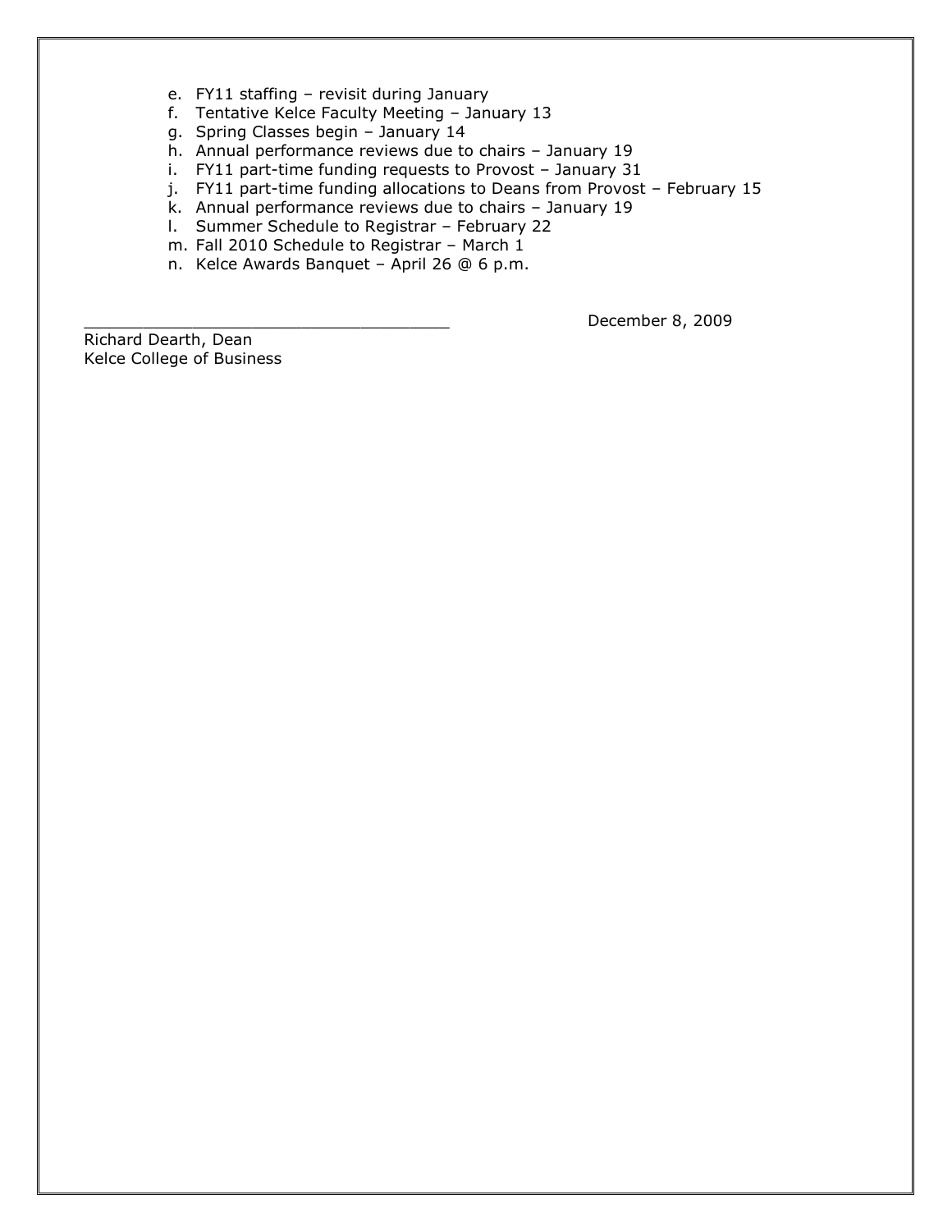e. FY11 staffing – revisit during January
f. Tentative Kelce Faculty Meeting – January 13
g. Spring Classes begin – January 14
h. Annual performance reviews due to chairs – January 19
i. FY11 part-time funding requests to Provost – January 31
j. FY11 part-time funding allocations to Deans from Provost – February 15
k. Annual performance reviews due to chairs – January 19
l. Summer Schedule to Registrar – February 22
m. Fall 2010 Schedule to Registrar – March 1
n. Kelce Awards Banquet – April 26 @ 6 p.m.

\_\_\_\_\_\_\_\_\_\_\_\_\_\_\_\_\_\_\_\_\_\_\_\_\_\_\_\_\_\_\_\_\_\_\_\_\_\_ December 8, 2009

Richard Dearth, Dean
Kelce College of Business